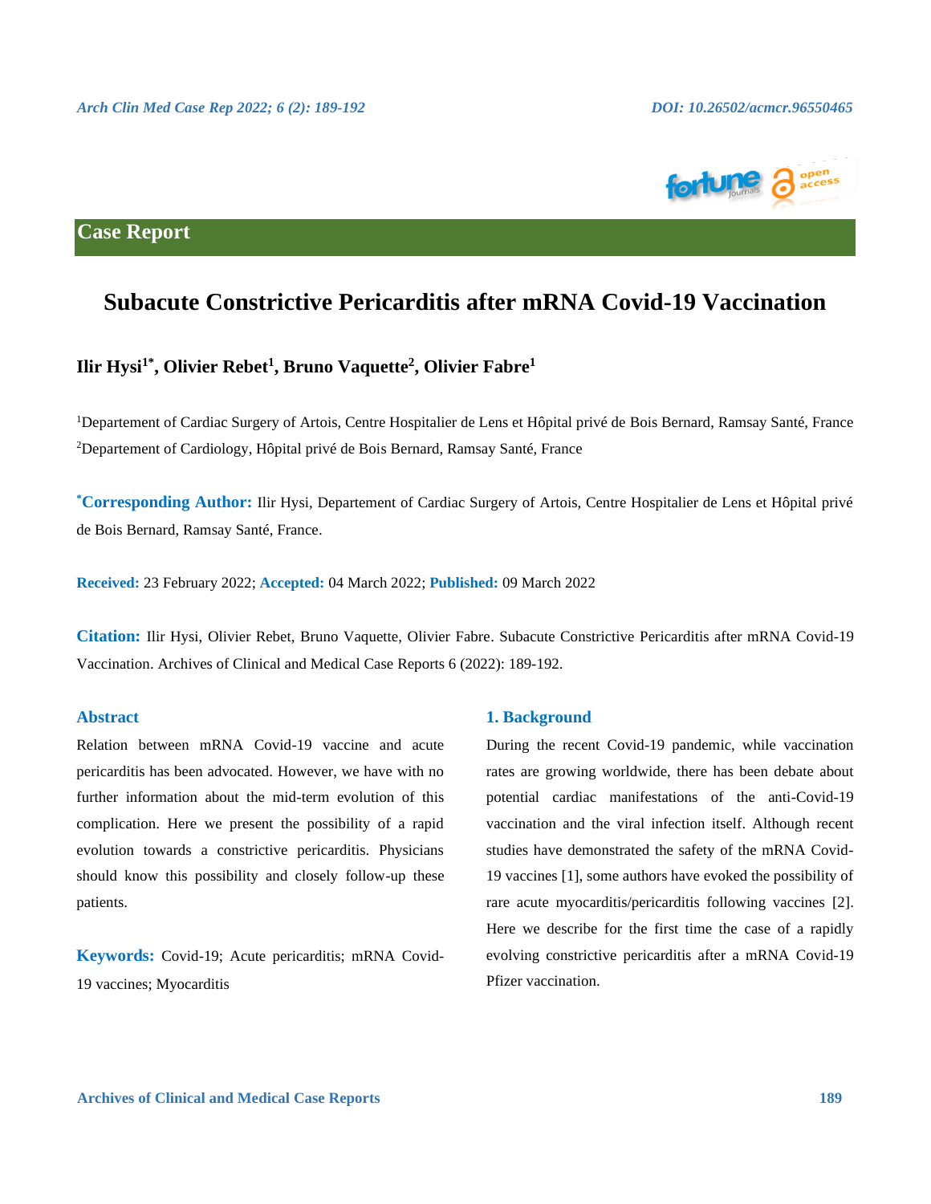Case Report

# Subacute Constrictive Pericarditis after mRNA Covid-19 Vaccination

**Ilir Hysi[1*], Olivier Rebet[1], Bruno Vaquette[2], Olivier Fabre[1]**

[1]Departement of Cardiac Surgery of Artois, Centre Hospitalier de Lens et Hôpital privé de Bois Bernard, Ramsay Santé, France

[2]Departement of Cardiology, Hôpital privé de Bois Bernard, Ramsay Santé, France

**[*]Corresponding Author:** Ilir Hysi, Departement of Cardiac Surgery of Artois, Centre Hospitalier de Lens et Hôpital privé de Bois Bernard, Ramsay Santé, France.

**Received:** 23 February 2022; **Accepted:** 04 March 2022; **Published:** 09 March 2022

**Citation:** Ilir Hysi, Olivier Rebet, Bruno Vaquette, Olivier Fabre. Subacute Constrictive Pericarditis after mRNA Covid-19 Vaccination. Archives of Clinical and Medical Case Reports 6 (2022): 189-192.

## Abstract

Relation between mRNA Covid-19 vaccine and acute pericarditis has been advocated. However, we have with no further information about the mid-term evolution of this complication. Here we present the possibility of a rapid evolution towards a constrictive pericarditis. Physicians should know this possibility and closely follow-up these patients.

**Keywords:** Covid-19; Acute pericarditis; mRNA Covid-19 vaccines; Myocarditis

## 1. Background

During the recent Covid-19 pandemic, while vaccination rates are growing worldwide, there has been debate about potential cardiac manifestations of the anti-Covid-19 vaccination and the viral infection itself. Although recent studies have demonstrated the safety of the mRNA Covid-19 vaccines [1], some authors have evoked the possibility of rare acute myocarditis/pericarditis following vaccines [2]. Here we describe for the first time the case of a rapidly evolving constrictive pericarditis after a mRNA Covid-19 Pfizer vaccination.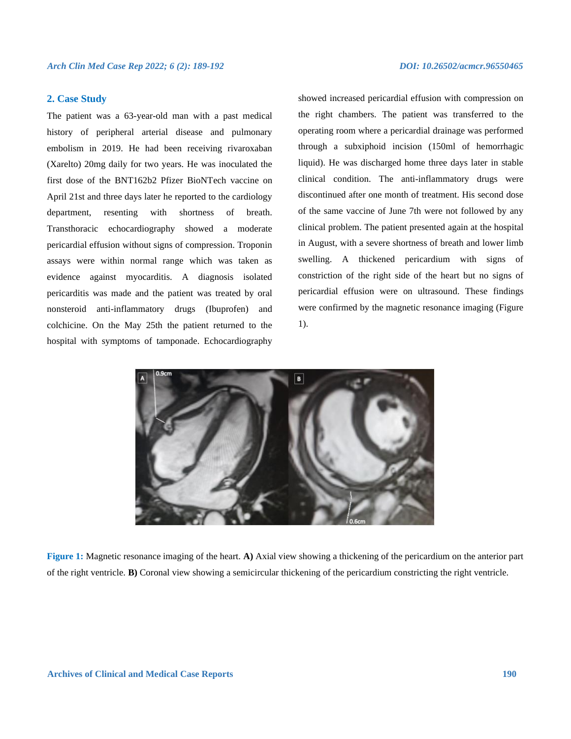## 2. Case Study

The patient was a 63-year-old man with a past medical history of peripheral arterial disease and pulmonary embolism in 2019. He had been receiving rivaroxaban (Xarelto) 20mg daily for two years. He was inoculated the first dose of the BNT162b2 Pfizer BioNTech vaccine on April 21st and three days later he reported to the cardiology department, resenting with shortness of breath. Transthoracic echocardiography showed a moderate pericardial effusion without signs of compression. Troponin assays were within normal range which was taken as evidence against myocarditis. A diagnosis isolated pericarditis was made and the patient was treated by oral nonsteroid anti-inflammatory drugs (Ibuprofen) and colchicine. On the May 25th the patient returned to the hospital with symptoms of tamponade. Echocardiography showed increased pericardial effusion with compression on the right chambers. The patient was transferred to the operating room where a pericardial drainage was performed through a subxiphoid incision (150ml of hemorrhagic liquid). He was discharged home three days later in stable clinical condition. The anti-inflammatory drugs were discontinued after one month of treatment. His second dose of the same vaccine of June 7th were not followed by any clinical problem. The patient presented again at the hospital in August, with a severe shortness of breath and lower limb swelling. A thickened pericardium with signs of constriction of the right side of the heart but no signs of pericardial effusion were on ultrasound. These findings were confirmed by the magnetic resonance imaging (Figure 1).

**Figure 1:** Magnetic resonance imaging of the heart. **A)** Axial view showing a thickening of the pericardium on the anterior part of the right ventricle. **B)** Coronal view showing a semicircular thickening of the pericardium constricting the right ventricle.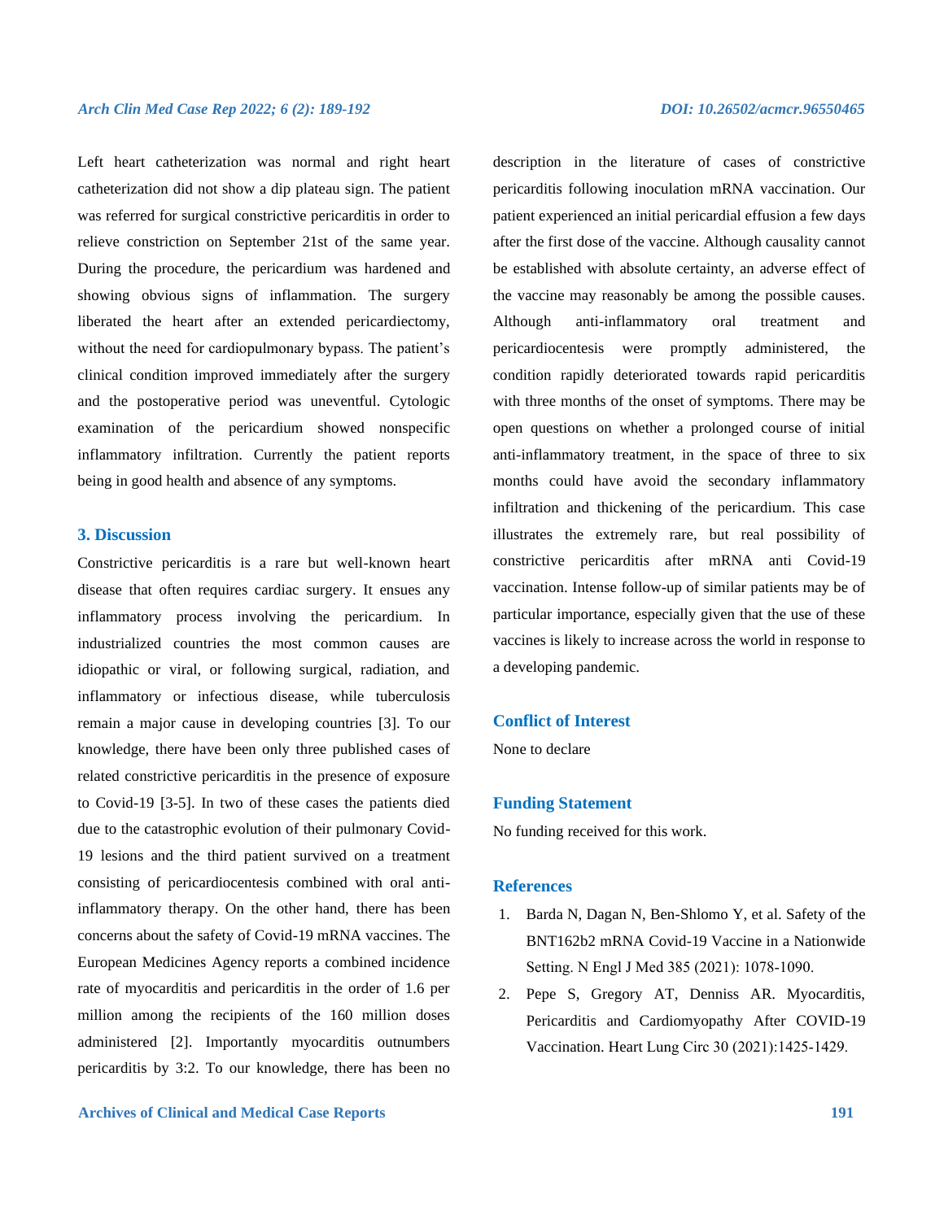Left heart catheterization was normal and right heart catheterization did not show a dip plateau sign. The patient was referred for surgical constrictive pericarditis in order to relieve constriction on September 21st of the same year. During the procedure, the pericardium was hardened and showing obvious signs of inflammation. The surgery liberated the heart after an extended pericardiectomy, without the need for cardiopulmonary bypass. The patient's clinical condition improved immediately after the surgery and the postoperative period was uneventful. Cytologic examination of the pericardium showed nonspecific inflammatory infiltration. Currently the patient reports being in good health and absence of any symptoms.

## 3. Discussion

Constrictive pericarditis is a rare but well-known heart disease that often requires cardiac surgery. It ensues any inflammatory process involving the pericardium. In industrialized countries the most common causes are idiopathic or viral, or following surgical, radiation, and inflammatory or infectious disease, while tuberculosis remain a major cause in developing countries [3]. To our knowledge, there have been only three published cases of related constrictive pericarditis in the presence of exposure to Covid-19 [3-5]. In two of these cases the patients died due to the catastrophic evolution of their pulmonary Covid-19 lesions and the third patient survived on a treatment consisting of pericardiocentesis combined with oral anti-inflammatory therapy. On the other hand, there has been concerns about the safety of Covid-19 mRNA vaccines. The European Medicines Agency reports a combined incidence rate of myocarditis and pericarditis in the order of 1.6 per million among the recipients of the 160 million doses administered [2]. Importantly myocarditis outnumbers pericarditis by 3:2. To our knowledge, there has been no description in the literature of cases of constrictive pericarditis following inoculation mRNA vaccination. Our patient experienced an initial pericardial effusion a few days after the first dose of the vaccine. Although causality cannot be established with absolute certainty, an adverse effect of the vaccine may reasonably be among the possible causes. Although anti-inflammatory oral treatment and pericardiocentesis were promptly administered, the condition rapidly deteriorated towards rapid pericarditis with three months of the onset of symptoms. There may be open questions on whether a prolonged course of initial anti-inflammatory treatment, in the space of three to six months could have avoid the secondary inflammatory infiltration and thickening of the pericardium. This case illustrates the extremely rare, but real possibility of constrictive pericarditis after mRNA anti Covid-19 vaccination. Intense follow-up of similar patients may be of particular importance, especially given that the use of these vaccines is likely to increase across the world in response to a developing pandemic.

## Conflict of Interest

None to declare

## Funding Statement

No funding received for this work.

## References

1. Barda N, Dagan N, Ben-Shlomo Y, et al. Safety of the BNT162b2 mRNA Covid-19 Vaccine in a Nationwide Setting. N Engl J Med 385 (2021): 1078-1090.
2. Pepe S, Gregory AT, Denniss AR. Myocarditis, Pericarditis and Cardiomyopathy After COVID-19 Vaccination. Heart Lung Circ 30 (2021):1425-1429.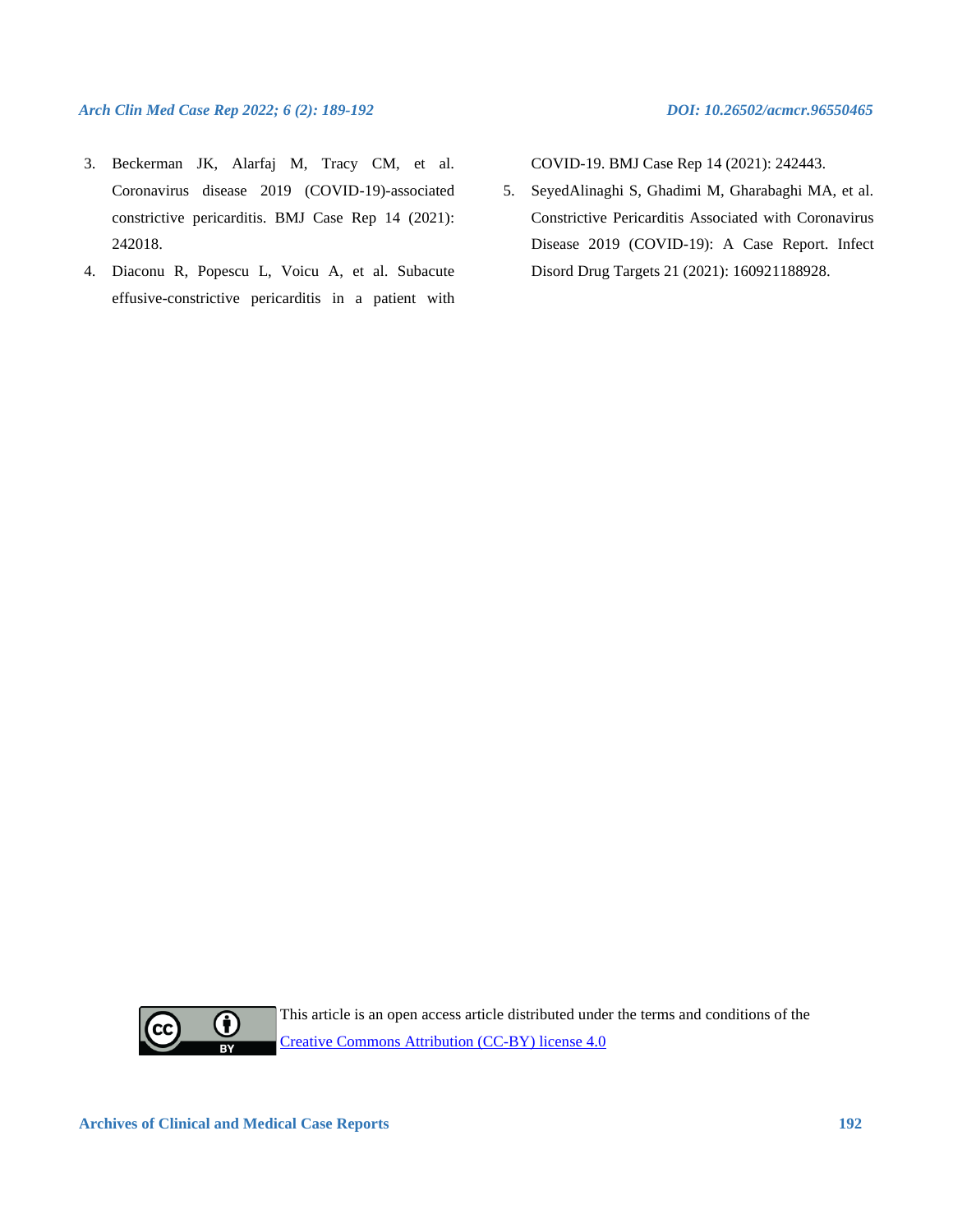3. Beckerman JK, Alarfaj M, Tracy CM, et al. Coronavirus disease 2019 (COVID-19)-associated constrictive pericarditis. BMJ Case Rep 14 (2021): 242018.
4. Diaconu R, Popescu L, Voicu A, et al. Subacute effusive-constrictive pericarditis in a patient with COVID-19. BMJ Case Rep 14 (2021): 242443.
5. SeyedAlinaghi S, Ghadimi M, Gharabaghi MA, et al. Constrictive Pericarditis Associated with Coronavirus Disease 2019 (COVID-19): A Case Report. Infect Disord Drug Targets 21 (2021): 160921188928.

This article is an open access article distributed under the terms and conditions of the [Creative Commons Attribution (CC-BY) license 4.0]